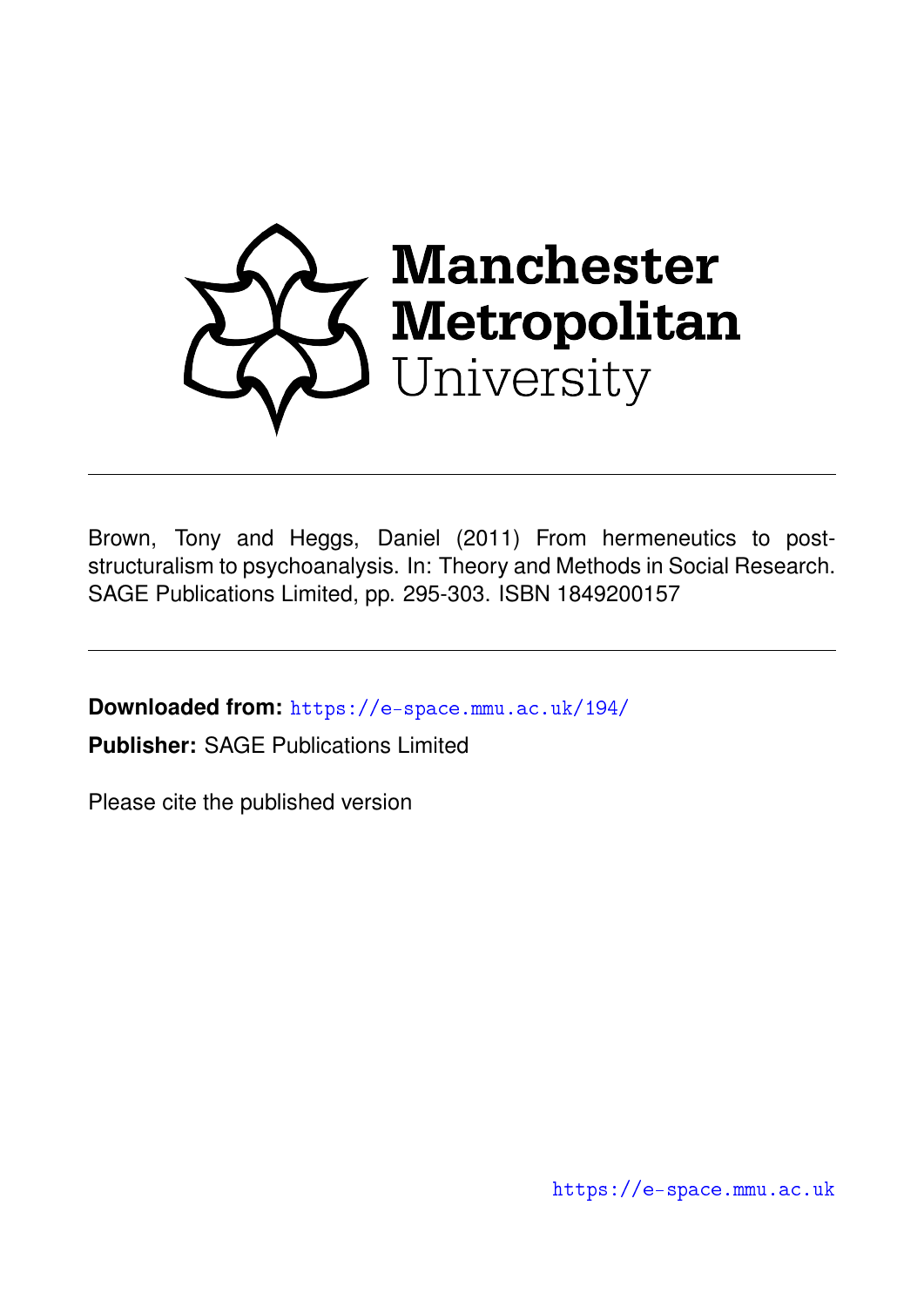Manchester Metropolitan University

---

Brown, Tony and Heggs, Daniel (2011) From hermeneutics to post-structuralism to psychoanalysis. In: Theory and Methods in Social Research. SAGE Publications Limited, pp. 295-303. ISBN 1849200157

---

**Downloaded from:** https://e-space.mmu.ac.uk/194/

**Publisher:** SAGE Publications Limited

Please cite the published version

https://e-space.mmu.ac.uk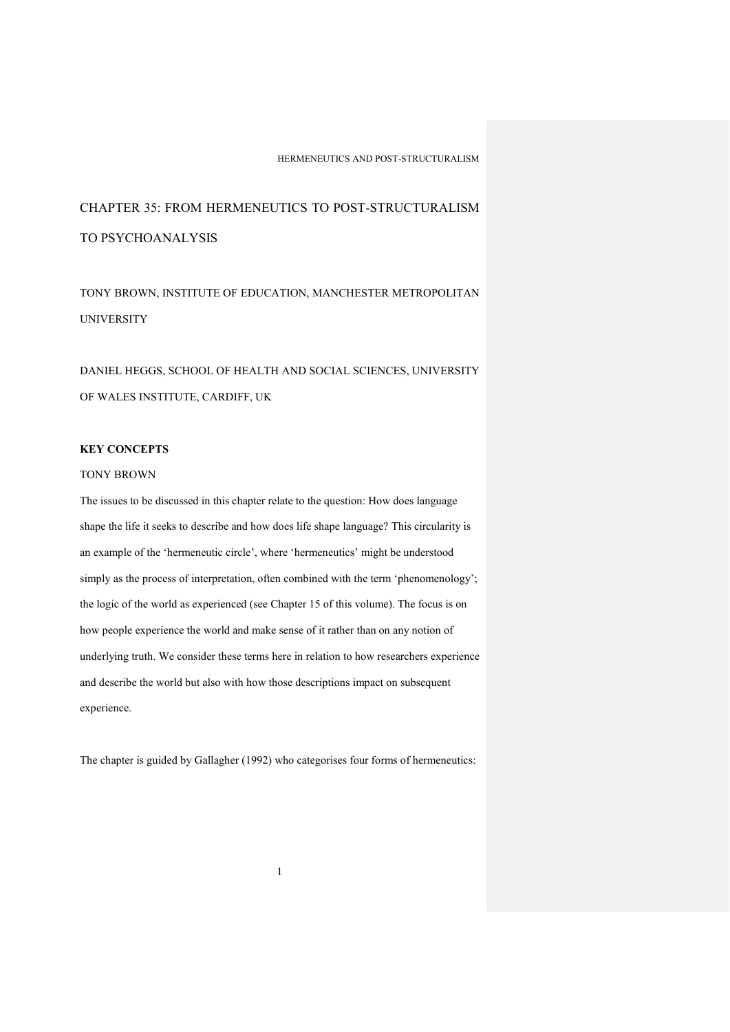# CHAPTER 35: FROM HERMENEUTICS TO POST-STRUCTURALISM TO PSYCHOANALYSIS

TONY BROWN, INSTITUTE OF EDUCATION, MANCHESTER METROPOLITAN UNIVERSITY

DANIEL HEGGS, SCHOOL OF HEALTH AND SOCIAL SCIENCES, UNIVERSITY OF WALES INSTITUTE, CARDIFF, UK

## KEY CONCEPTS

TONY BROWN

The issues to be discussed in this chapter relate to the question: How does language shape the life it seeks to describe and how does life shape language? This circularity is an example of the 'hermeneutic circle', where 'hermeneutics' might be understood simply as the process of interpretation, often combined with the term 'phenomenology'; the logic of the world as experienced (see Chapter 15 of this volume). The focus is on how people experience the world and make sense of it rather than on any notion of underlying truth. We consider these terms here in relation to how researchers experience and describe the world but also with how those descriptions impact on subsequent experience.

The chapter is guided by Gallagher (1992) who categorises four forms of hermeneutics: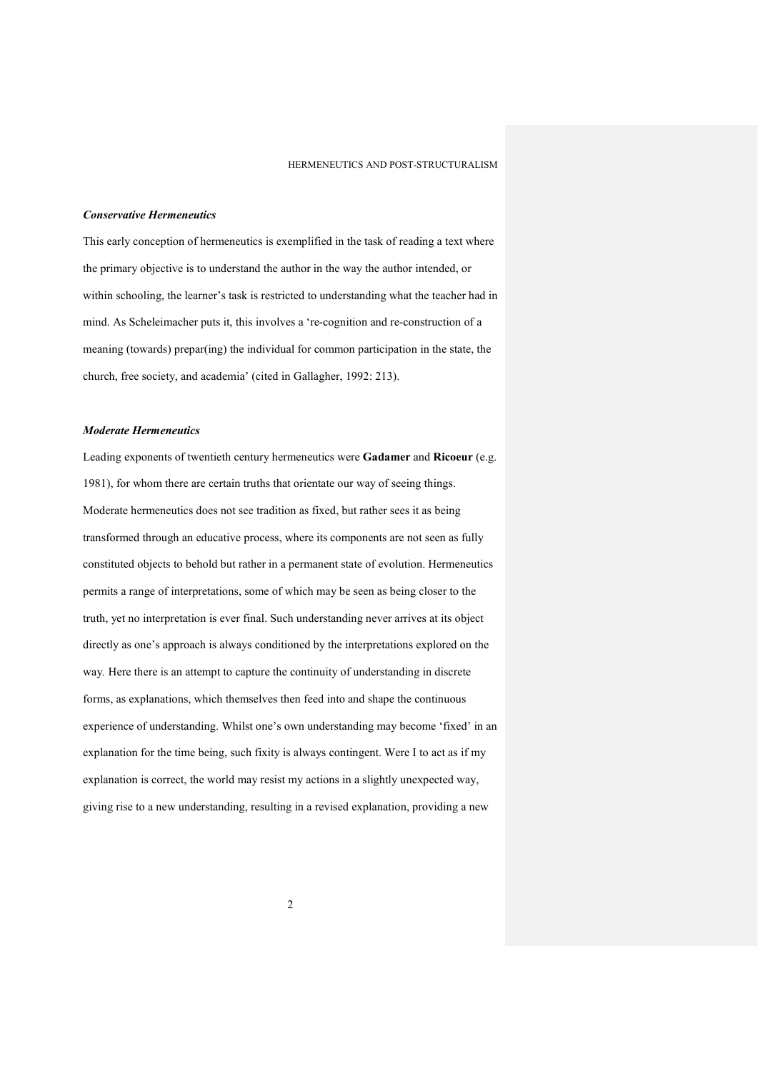### *Conservative Hermeneutics*

This early conception of hermeneutics is exemplified in the task of reading a text where the primary objective is to understand the author in the way the author intended, or within schooling, the learner's task is restricted to understanding what the teacher had in mind. As Scheleimacher puts it, this involves a 're-cognition and re-construction of a meaning (towards) prepar(ing) the individual for common participation in the state, the church, free society, and academia' (cited in Gallagher, 1992: 213).

### *Moderate Hermeneutics*

Leading exponents of twentieth century hermeneutics were **Gadamer** and **Ricoeur** (e.g. 1981), for whom there are certain truths that orientate our way of seeing things. Moderate hermeneutics does not see tradition as fixed, but rather sees it as being transformed through an educative process, where its components are not seen as fully constituted objects to behold but rather in a permanent state of evolution. Hermeneutics permits a range of interpretations, some of which may be seen as being closer to the truth, yet no interpretation is ever final. Such understanding never arrives at its object directly as one's approach is always conditioned by the interpretations explored on the way. Here there is an attempt to capture the continuity of understanding in discrete forms, as explanations, which themselves then feed into and shape the continuous experience of understanding. Whilst one's own understanding may become 'fixed' in an explanation for the time being, such fixity is always contingent. Were I to act as if my explanation is correct, the world may resist my actions in a slightly unexpected way, giving rise to a new understanding, resulting in a revised explanation, providing a new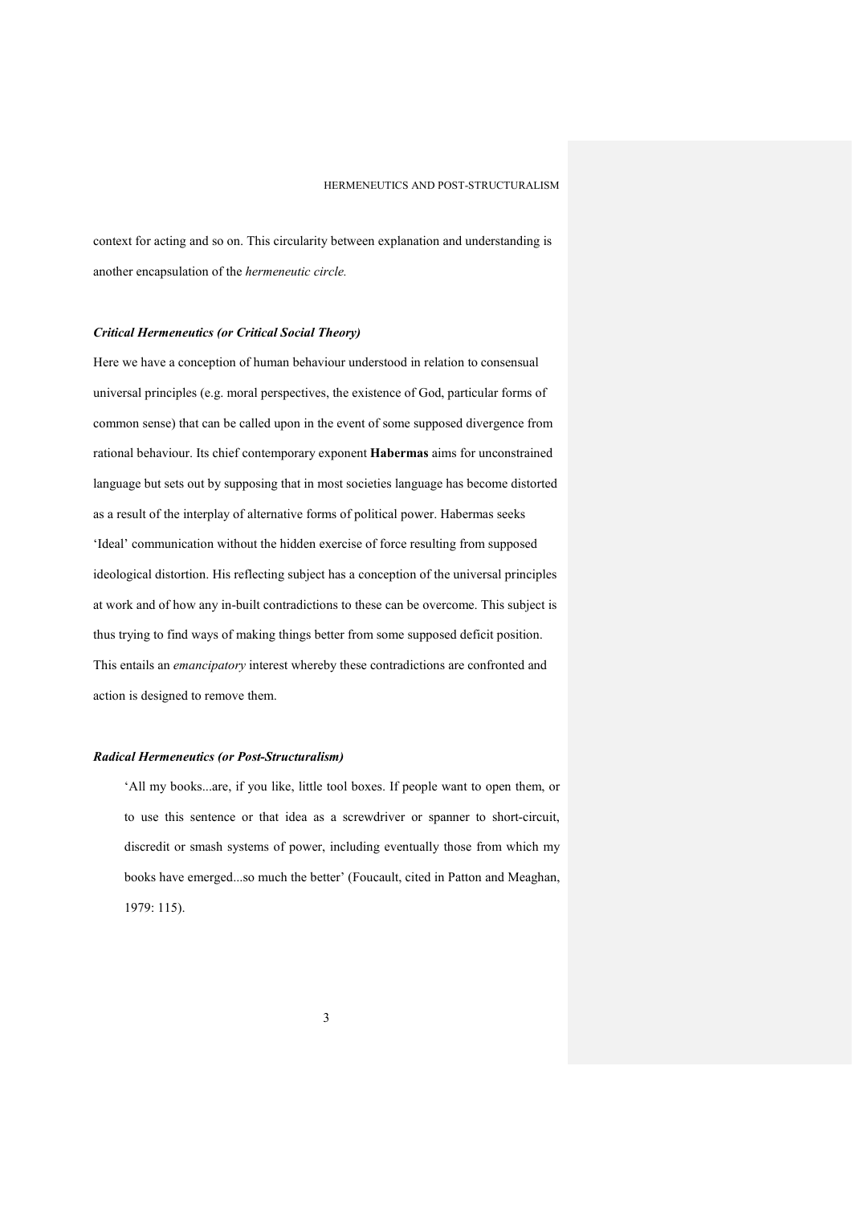context for acting and so on. This circularity between explanation and understanding is another encapsulation of the *hermeneutic circle.*

### *Critical Hermeneutics (or Critical Social Theory)*

Here we have a conception of human behaviour understood in relation to consensual universal principles (e.g. moral perspectives, the existence of God, particular forms of common sense) that can be called upon in the event of some supposed divergence from rational behaviour. Its chief contemporary exponent **Habermas** aims for unconstrained language but sets out by supposing that in most societies language has become distorted as a result of the interplay of alternative forms of political power. Habermas seeks 'Ideal' communication without the hidden exercise of force resulting from supposed ideological distortion. His reflecting subject has a conception of the universal principles at work and of how any in-built contradictions to these can be overcome. This subject is thus trying to find ways of making things better from some supposed deficit position. This entails an *emancipatory* interest whereby these contradictions are confronted and action is designed to remove them.

### *Radical Hermeneutics (or Post-Structuralism)*

> 'All my books...are, if you like, little tool boxes. If people want to open them, or to use this sentence or that idea as a screwdriver or spanner to short-circuit, discredit or smash systems of power, including eventually those from which my books have emerged...so much the better' (Foucault, cited in Patton and Meaghan, 1979: 115).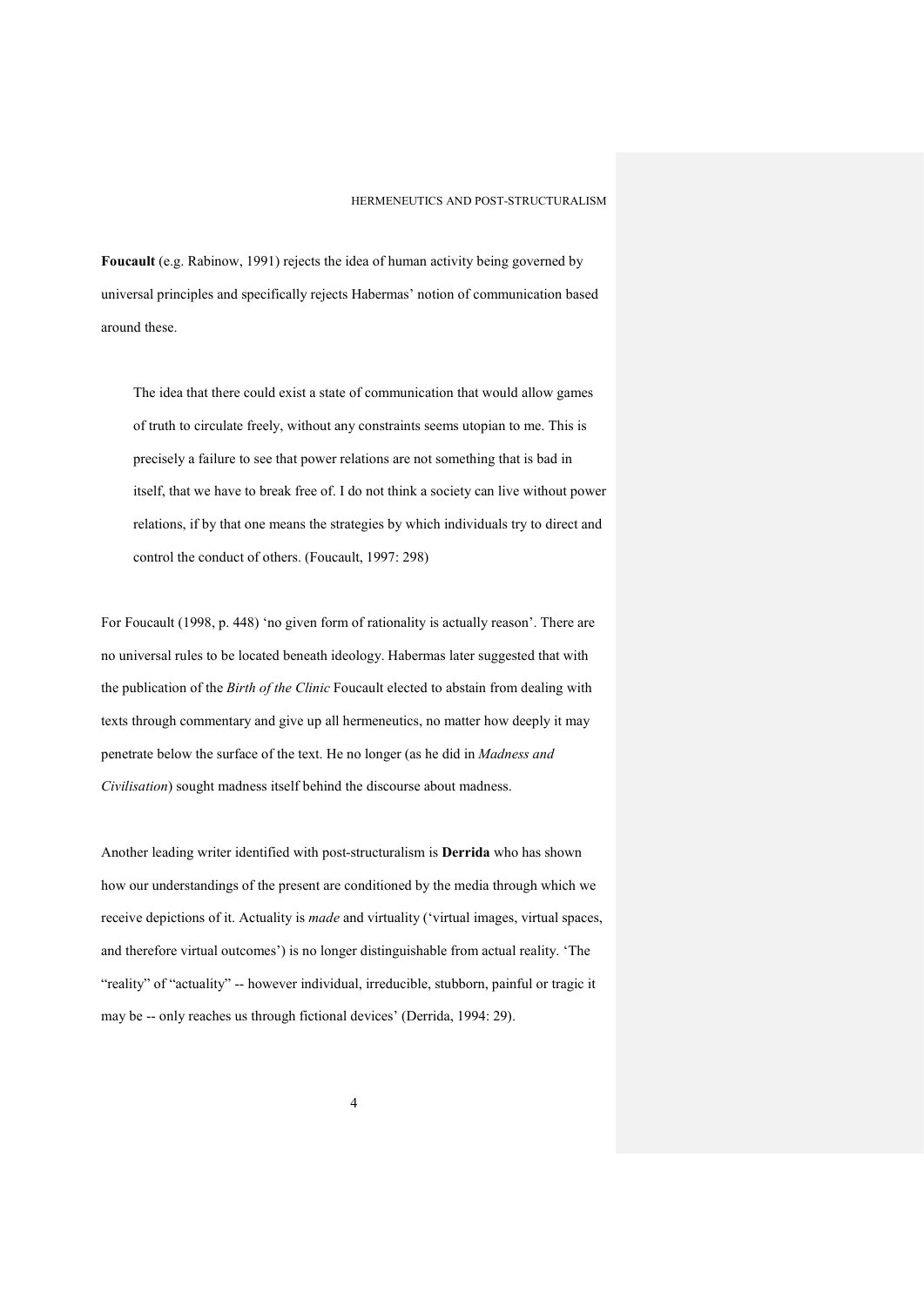**Foucault** (e.g. Rabinow, 1991) rejects the idea of human activity being governed by universal principles and specifically rejects Habermas' notion of communication based around these.

> The idea that there could exist a state of communication that would allow games of truth to circulate freely, without any constraints seems utopian to me. This is precisely a failure to see that power relations are not something that is bad in itself, that we have to break free of. I do not think a society can live without power relations, if by that one means the strategies by which individuals try to direct and control the conduct of others. (Foucault, 1997: 298)

For Foucault (1998, p. 448) 'no given form of rationality is actually reason'. There are no universal rules to be located beneath ideology. Habermas later suggested that with the publication of the *Birth of the Clinic* Foucault elected to abstain from dealing with texts through commentary and give up all hermeneutics, no matter how deeply it may penetrate below the surface of the text. He no longer (as he did in *Madness and Civilisation*) sought madness itself behind the discourse about madness.

Another leading writer identified with post-structuralism is **Derrida** who has shown how our understandings of the present are conditioned by the media through which we receive depictions of it. Actuality is *made* and virtuality ('virtual images, virtual spaces, and therefore virtual outcomes') is no longer distinguishable from actual reality. 'The "reality" of "actuality" -- however individual, irreducible, stubborn, painful or tragic it may be -- only reaches us through fictional devices' (Derrida, 1994: 29).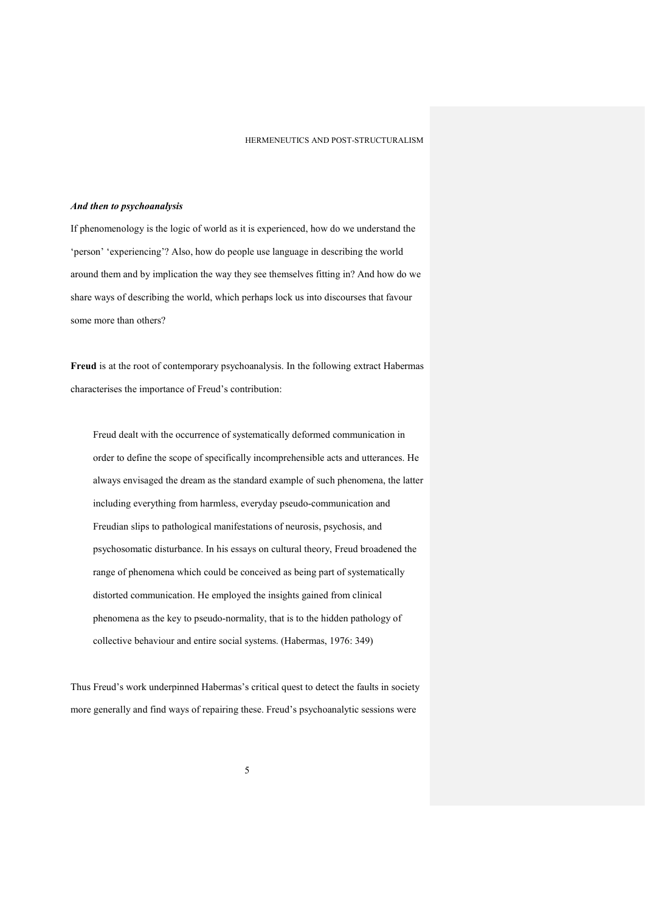***And then to psychoanalysis***

If phenomenology is the logic of world as it is experienced, how do we understand the 'person' 'experiencing'? Also, how do people use language in describing the world around them and by implication the way they see themselves fitting in? And how do we share ways of describing the world, which perhaps lock us into discourses that favour some more than others?

**Freud** is at the root of contemporary psychoanalysis. In the following extract Habermas characterises the importance of Freud's contribution:

> Freud dealt with the occurrence of systematically deformed communication in order to define the scope of specifically incomprehensible acts and utterances. He always envisaged the dream as the standard example of such phenomena, the latter including everything from harmless, everyday pseudo-communication and Freudian slips to pathological manifestations of neurosis, psychosis, and psychosomatic disturbance. In his essays on cultural theory, Freud broadened the range of phenomena which could be conceived as being part of systematically distorted communication. He employed the insights gained from clinical phenomena as the key to pseudo-normality, that is to the hidden pathology of collective behaviour and entire social systems. (Habermas, 1976: 349)

Thus Freud's work underpinned Habermas's critical quest to detect the faults in society more generally and find ways of repairing these. Freud's psychoanalytic sessions were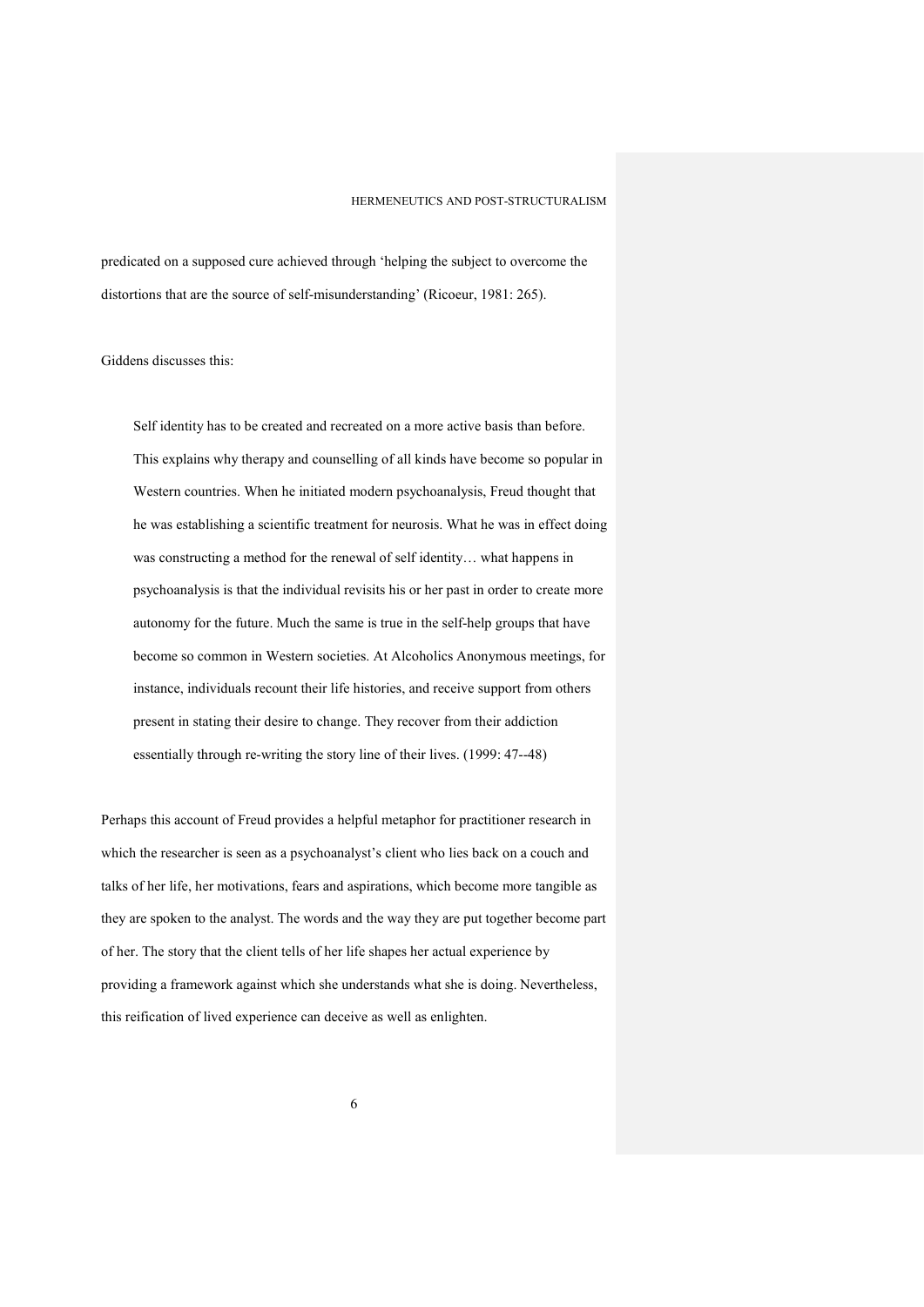predicated on a supposed cure achieved through 'helping the subject to overcome the distortions that are the source of self-misunderstanding' (Ricoeur, 1981: 265).

Giddens discusses this:

> Self identity has to be created and recreated on a more active basis than before. This explains why therapy and counselling of all kinds have become so popular in Western countries. When he initiated modern psychoanalysis, Freud thought that he was establishing a scientific treatment for neurosis. What he was in effect doing was constructing a method for the renewal of self identity… what happens in psychoanalysis is that the individual revisits his or her past in order to create more autonomy for the future. Much the same is true in the self-help groups that have become so common in Western societies. At Alcoholics Anonymous meetings, for instance, individuals recount their life histories, and receive support from others present in stating their desire to change. They recover from their addiction essentially through re-writing the story line of their lives. (1999: 47--48)

Perhaps this account of Freud provides a helpful metaphor for practitioner research in which the researcher is seen as a psychoanalyst's client who lies back on a couch and talks of her life, her motivations, fears and aspirations, which become more tangible as they are spoken to the analyst. The words and the way they are put together become part of her. The story that the client tells of her life shapes her actual experience by providing a framework against which she understands what she is doing. Nevertheless, this reification of lived experience can deceive as well as enlighten.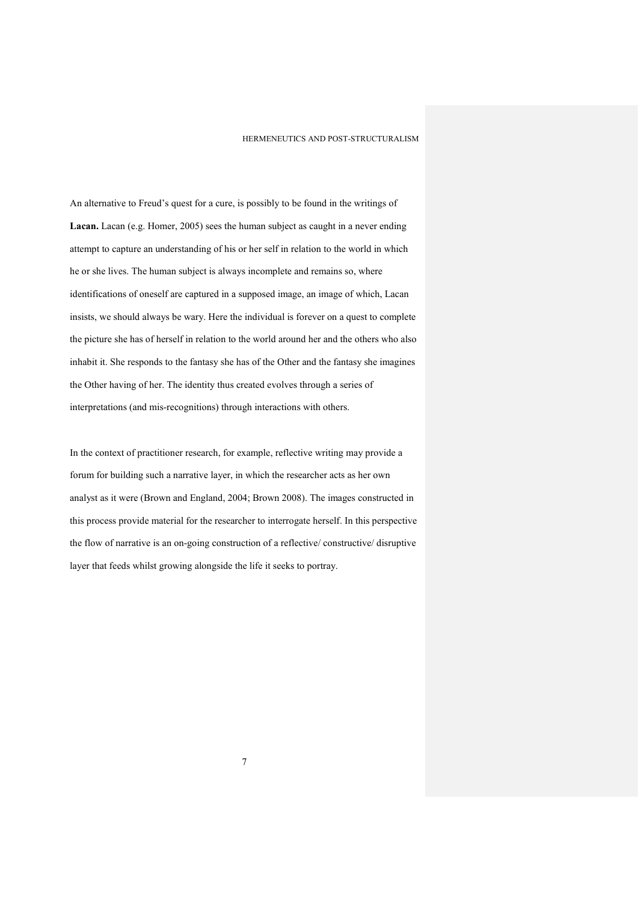An alternative to Freud's quest for a cure, is possibly to be found in the writings of **Lacan.** Lacan (e.g. Homer, 2005) sees the human subject as caught in a never ending attempt to capture an understanding of his or her self in relation to the world in which he or she lives. The human subject is always incomplete and remains so, where identifications of oneself are captured in a supposed image, an image of which, Lacan insists, we should always be wary. Here the individual is forever on a quest to complete the picture she has of herself in relation to the world around her and the others who also inhabit it. She responds to the fantasy she has of the Other and the fantasy she imagines the Other having of her. The identity thus created evolves through a series of interpretations (and mis-recognitions) through interactions with others.

In the context of practitioner research, for example, reflective writing may provide a forum for building such a narrative layer, in which the researcher acts as her own analyst as it were (Brown and England, 2004; Brown 2008). The images constructed in this process provide material for the researcher to interrogate herself. In this perspective the flow of narrative is an on-going construction of a reflective/ constructive/ disruptive layer that feeds whilst growing alongside the life it seeks to portray.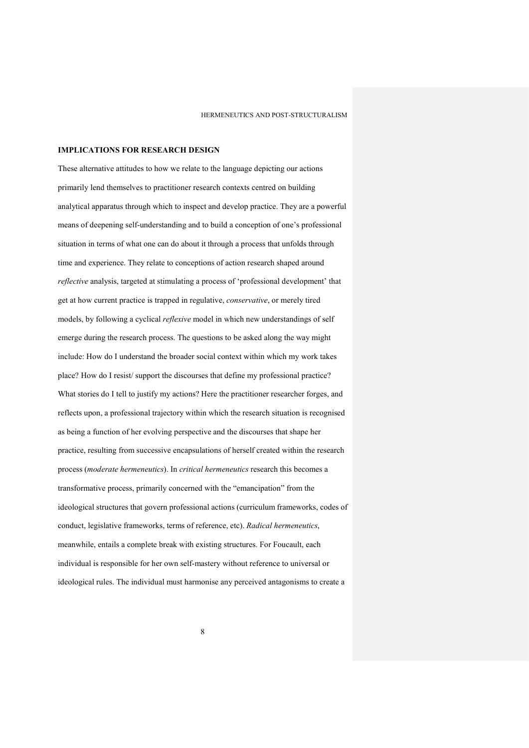## IMPLICATIONS FOR RESEARCH DESIGN

These alternative attitudes to how we relate to the language depicting our actions primarily lend themselves to practitioner research contexts centred on building analytical apparatus through which to inspect and develop practice. They are a powerful means of deepening self-understanding and to build a conception of one's professional situation in terms of what one can do about it through a process that unfolds through time and experience. They relate to conceptions of action research shaped around *reflective* analysis, targeted at stimulating a process of 'professional development' that get at how current practice is trapped in regulative, *conservative*, or merely tired models, by following a cyclical *reflexive* model in which new understandings of self emerge during the research process. The questions to be asked along the way might include: How do I understand the broader social context within which my work takes place? How do I resist/ support the discourses that define my professional practice? What stories do I tell to justify my actions? Here the practitioner researcher forges, and reflects upon, a professional trajectory within which the research situation is recognised as being a function of her evolving perspective and the discourses that shape her practice, resulting from successive encapsulations of herself created within the research process (*moderate hermeneutics*). In *critical hermeneutics* research this becomes a transformative process, primarily concerned with the "emancipation" from the ideological structures that govern professional actions (curriculum frameworks, codes of conduct, legislative frameworks, terms of reference, etc). *Radical hermeneutics*, meanwhile, entails a complete break with existing structures. For Foucault, each individual is responsible for her own self-mastery without reference to universal or ideological rules. The individual must harmonise any perceived antagonisms to create a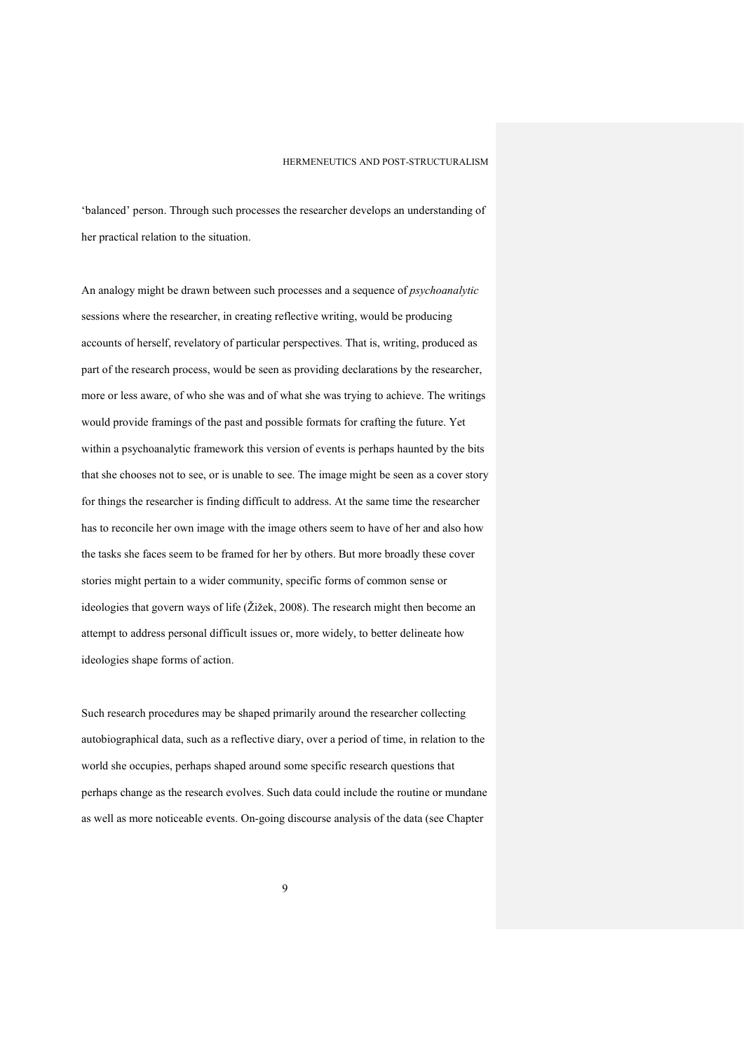'balanced' person. Through such processes the researcher develops an understanding of her practical relation to the situation.

An analogy might be drawn between such processes and a sequence of *psychoanalytic* sessions where the researcher, in creating reflective writing, would be producing accounts of herself, revelatory of particular perspectives. That is, writing, produced as part of the research process, would be seen as providing declarations by the researcher, more or less aware, of who she was and of what she was trying to achieve. The writings would provide framings of the past and possible formats for crafting the future. Yet within a psychoanalytic framework this version of events is perhaps haunted by the bits that she chooses not to see, or is unable to see. The image might be seen as a cover story for things the researcher is finding difficult to address. At the same time the researcher has to reconcile her own image with the image others seem to have of her and also how the tasks she faces seem to be framed for her by others. But more broadly these cover stories might pertain to a wider community, specific forms of common sense or ideologies that govern ways of life (Žižek, 2008). The research might then become an attempt to address personal difficult issues or, more widely, to better delineate how ideologies shape forms of action.

Such research procedures may be shaped primarily around the researcher collecting autobiographical data, such as a reflective diary, over a period of time, in relation to the world she occupies, perhaps shaped around some specific research questions that perhaps change as the research evolves. Such data could include the routine or mundane as well as more noticeable events. On-going discourse analysis of the data (see Chapter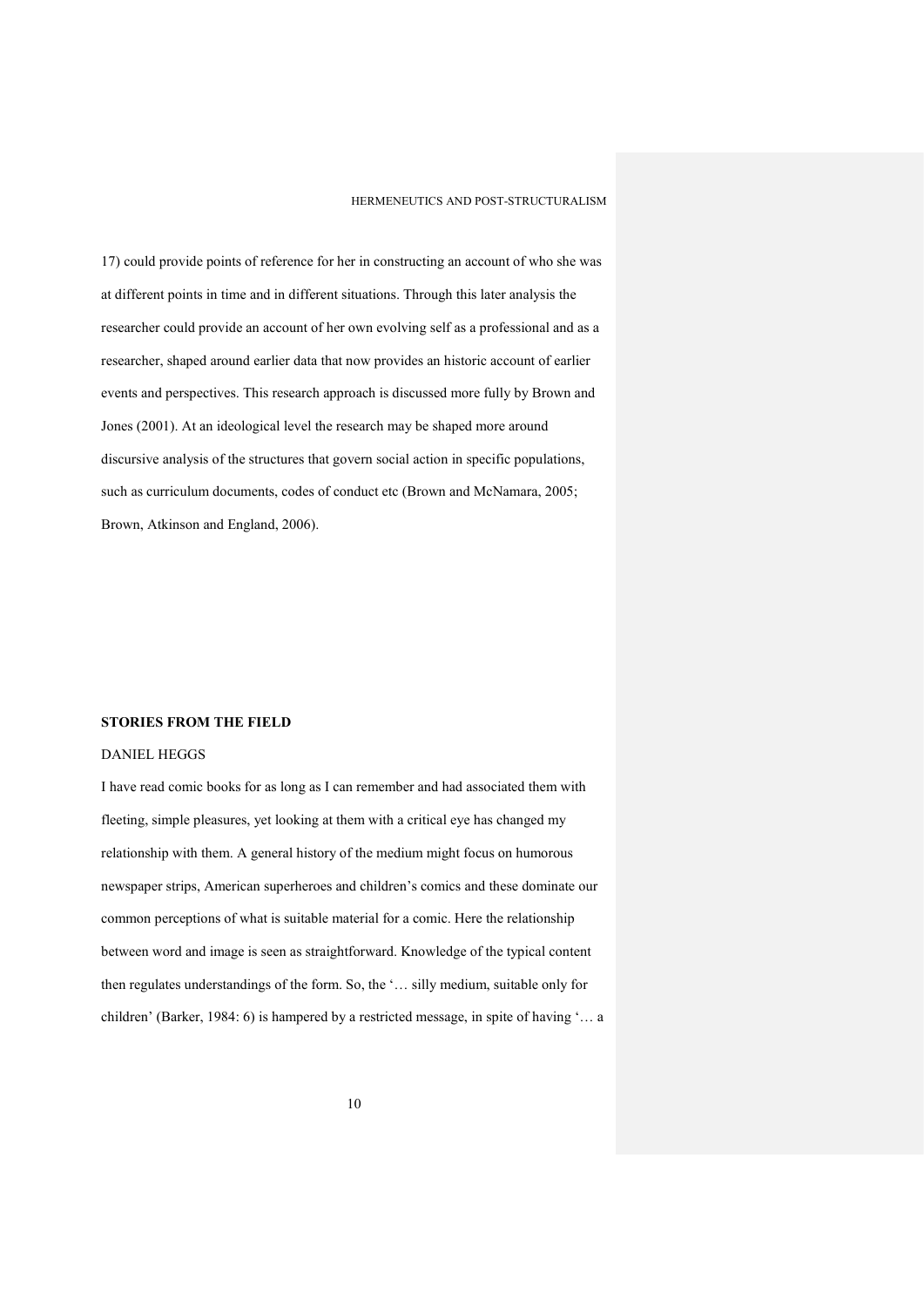17) could provide points of reference for her in constructing an account of who she was at different points in time and in different situations. Through this later analysis the researcher could provide an account of her own evolving self as a professional and as a researcher, shaped around earlier data that now provides an historic account of earlier events and perspectives. This research approach is discussed more fully by Brown and Jones (2001). At an ideological level the research may be shaped more around discursive analysis of the structures that govern social action in specific populations, such as curriculum documents, codes of conduct etc (Brown and McNamara, 2005; Brown, Atkinson and England, 2006).

## STORIES FROM THE FIELD

DANIEL HEGGS

I have read comic books for as long as I can remember and had associated them with fleeting, simple pleasures, yet looking at them with a critical eye has changed my relationship with them. A general history of the medium might focus on humorous newspaper strips, American superheroes and children's comics and these dominate our common perceptions of what is suitable material for a comic. Here the relationship between word and image is seen as straightforward. Knowledge of the typical content then regulates understandings of the form. So, the '… silly medium, suitable only for children' (Barker, 1984: 6) is hampered by a restricted message, in spite of having '… a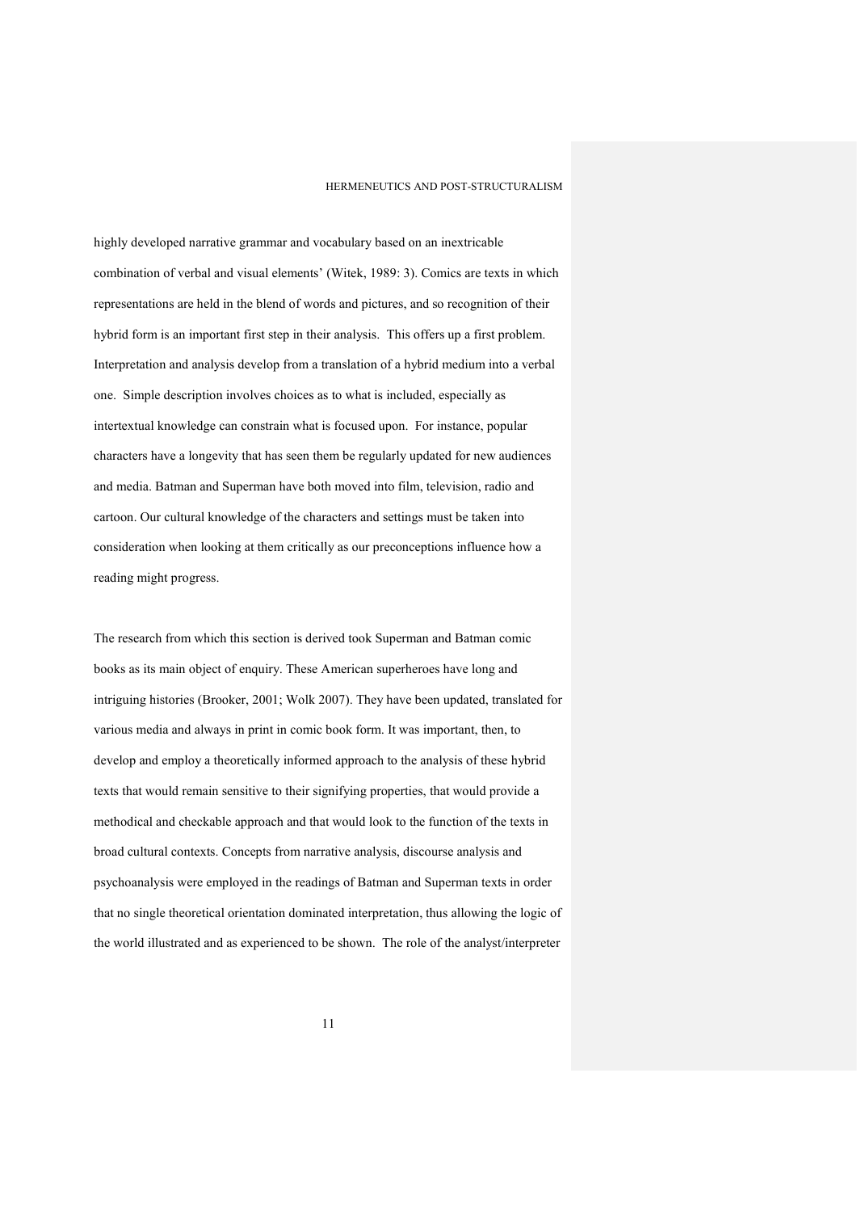highly developed narrative grammar and vocabulary based on an inextricable combination of verbal and visual elements' (Witek, 1989: 3). Comics are texts in which representations are held in the blend of words and pictures, and so recognition of their hybrid form is an important first step in their analysis. This offers up a first problem. Interpretation and analysis develop from a translation of a hybrid medium into a verbal one. Simple description involves choices as to what is included, especially as intertextual knowledge can constrain what is focused upon. For instance, popular characters have a longevity that has seen them be regularly updated for new audiences and media. Batman and Superman have both moved into film, television, radio and cartoon. Our cultural knowledge of the characters and settings must be taken into consideration when looking at them critically as our preconceptions influence how a reading might progress.

The research from which this section is derived took Superman and Batman comic books as its main object of enquiry. These American superheroes have long and intriguing histories (Brooker, 2001; Wolk 2007). They have been updated, translated for various media and always in print in comic book form. It was important, then, to develop and employ a theoretically informed approach to the analysis of these hybrid texts that would remain sensitive to their signifying properties, that would provide a methodical and checkable approach and that would look to the function of the texts in broad cultural contexts. Concepts from narrative analysis, discourse analysis and psychoanalysis were employed in the readings of Batman and Superman texts in order that no single theoretical orientation dominated interpretation, thus allowing the logic of the world illustrated and as experienced to be shown. The role of the analyst/interpreter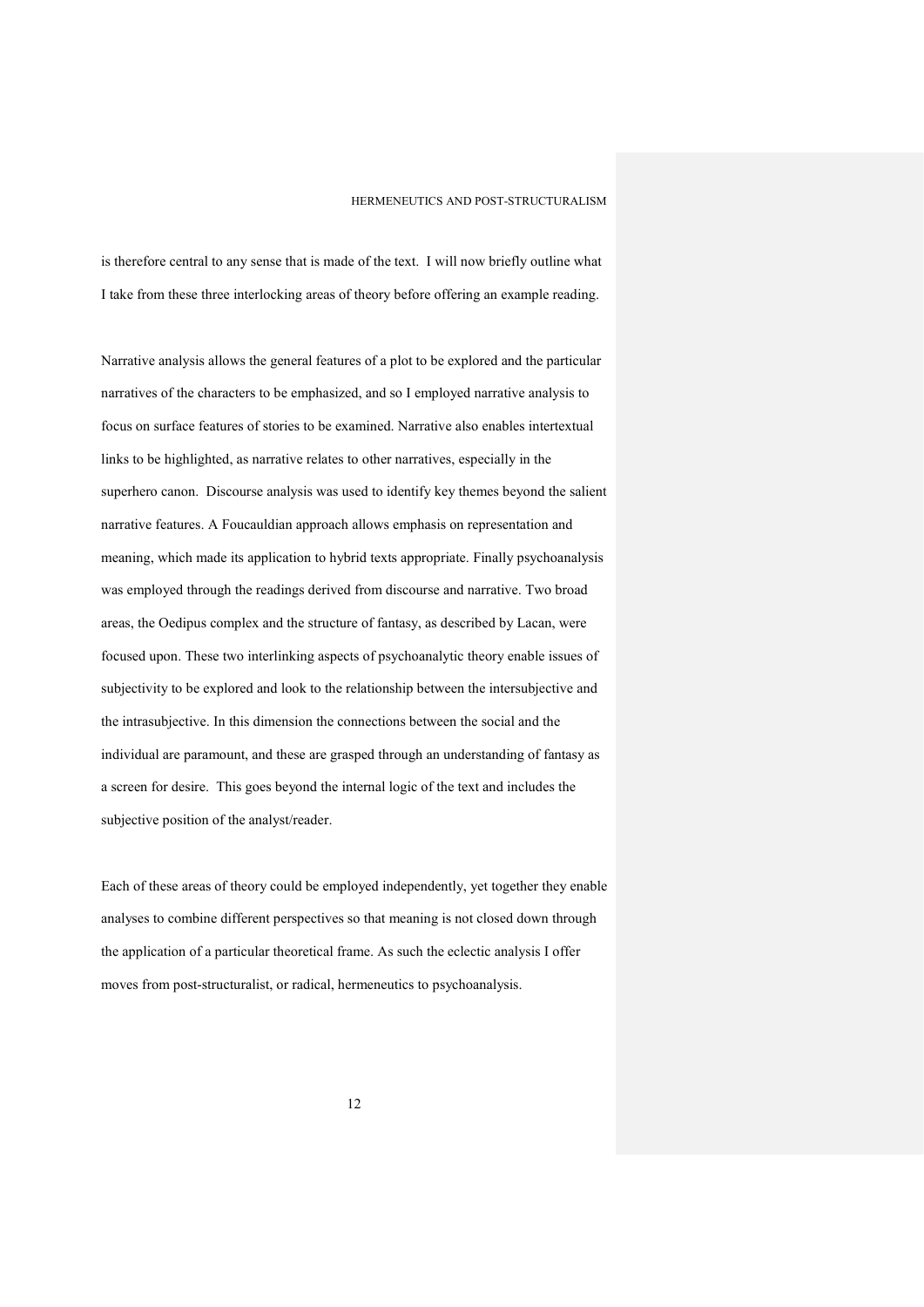is therefore central to any sense that is made of the text. I will now briefly outline what I take from these three interlocking areas of theory before offering an example reading.

Narrative analysis allows the general features of a plot to be explored and the particular narratives of the characters to be emphasized, and so I employed narrative analysis to focus on surface features of stories to be examined. Narrative also enables intertextual links to be highlighted, as narrative relates to other narratives, especially in the superhero canon. Discourse analysis was used to identify key themes beyond the salient narrative features. A Foucauldian approach allows emphasis on representation and meaning, which made its application to hybrid texts appropriate. Finally psychoanalysis was employed through the readings derived from discourse and narrative. Two broad areas, the Oedipus complex and the structure of fantasy, as described by Lacan, were focused upon. These two interlinking aspects of psychoanalytic theory enable issues of subjectivity to be explored and look to the relationship between the intersubjective and the intrasubjective. In this dimension the connections between the social and the individual are paramount, and these are grasped through an understanding of fantasy as a screen for desire. This goes beyond the internal logic of the text and includes the subjective position of the analyst/reader.

Each of these areas of theory could be employed independently, yet together they enable analyses to combine different perspectives so that meaning is not closed down through the application of a particular theoretical frame. As such the eclectic analysis I offer moves from post-structuralist, or radical, hermeneutics to psychoanalysis.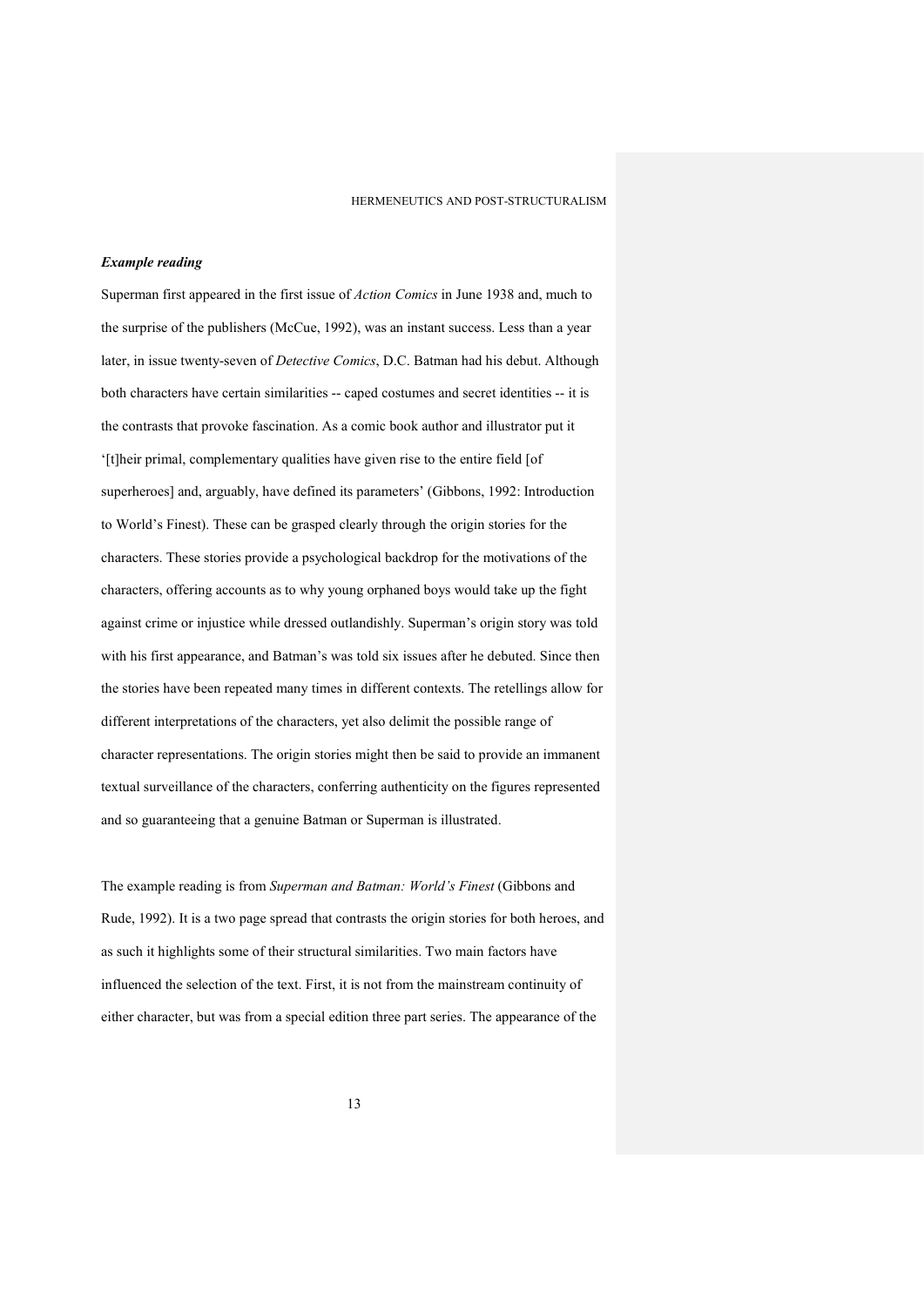### *Example reading*

Superman first appeared in the first issue of *Action Comics* in June 1938 and, much to the surprise of the publishers (McCue, 1992), was an instant success. Less than a year later, in issue twenty-seven of *Detective Comics*, D.C. Batman had his debut. Although both characters have certain similarities -- caped costumes and secret identities -- it is the contrasts that provoke fascination. As a comic book author and illustrator put it '[t]heir primal, complementary qualities have given rise to the entire field [of superheroes] and, arguably, have defined its parameters' (Gibbons, 1992: Introduction to World's Finest). These can be grasped clearly through the origin stories for the characters. These stories provide a psychological backdrop for the motivations of the characters, offering accounts as to why young orphaned boys would take up the fight against crime or injustice while dressed outlandishly. Superman's origin story was told with his first appearance, and Batman's was told six issues after he debuted. Since then the stories have been repeated many times in different contexts. The retellings allow for different interpretations of the characters, yet also delimit the possible range of character representations. The origin stories might then be said to provide an immanent textual surveillance of the characters, conferring authenticity on the figures represented and so guaranteeing that a genuine Batman or Superman is illustrated.

The example reading is from *Superman and Batman: World's Finest* (Gibbons and Rude, 1992). It is a two page spread that contrasts the origin stories for both heroes, and as such it highlights some of their structural similarities. Two main factors have influenced the selection of the text. First, it is not from the mainstream continuity of either character, but was from a special edition three part series. The appearance of the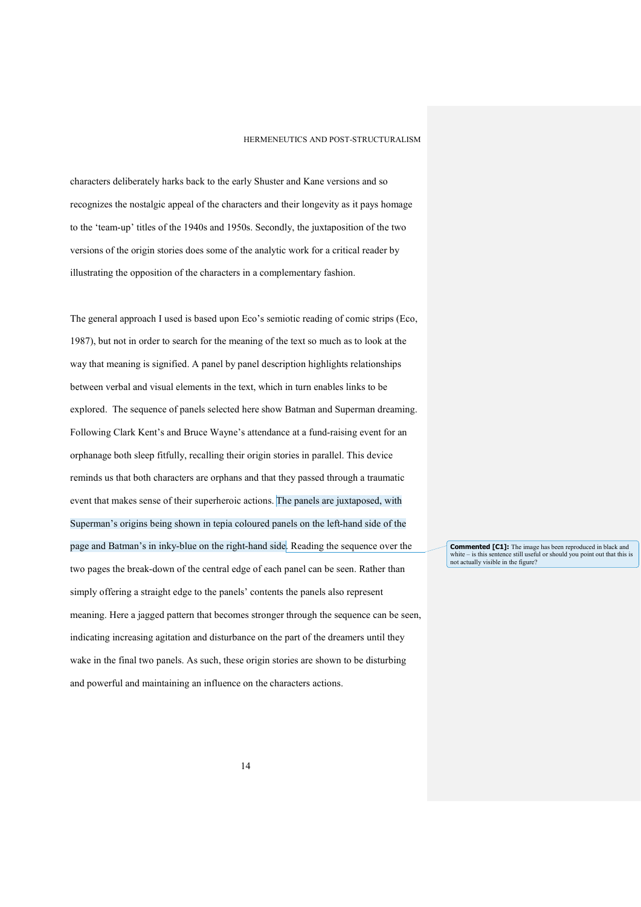characters deliberately harks back to the early Shuster and Kane versions and so recognizes the nostalgic appeal of the characters and their longevity as it pays homage to the 'team-up' titles of the 1940s and 1950s. Secondly, the juxtaposition of the two versions of the origin stories does some of the analytic work for a critical reader by illustrating the opposition of the characters in a complementary fashion.

The general approach I used is based upon Eco's semiotic reading of comic strips (Eco, 1987), but not in order to search for the meaning of the text so much as to look at the way that meaning is signified. A panel by panel description highlights relationships between verbal and visual elements in the text, which in turn enables links to be explored. The sequence of panels selected here show Batman and Superman dreaming. Following Clark Kent's and Bruce Wayne's attendance at a fund-raising event for an orphanage both sleep fitfully, recalling their origin stories in parallel. This device reminds us that both characters are orphans and that they passed through a traumatic event that makes sense of their superheroic actions. The panels are juxtaposed, with Superman's origins being shown in tepia coloured panels on the left-hand side of the page and Batman's in inky-blue on the right-hand side. Reading the sequence over the two pages the break-down of the central edge of each panel can be seen. Rather than simply offering a straight edge to the panels' contents the panels also represent meaning. Here a jagged pattern that becomes stronger through the sequence can be seen, indicating increasing agitation and disturbance on the part of the dreamers until they wake in the final two panels. As such, these origin stories are shown to be disturbing and powerful and maintaining an influence on the characters actions.

**Commented [C1]:** The image has been reproduced in black and white – is this sentence still useful or should you point out that this is not actually visible in the figure?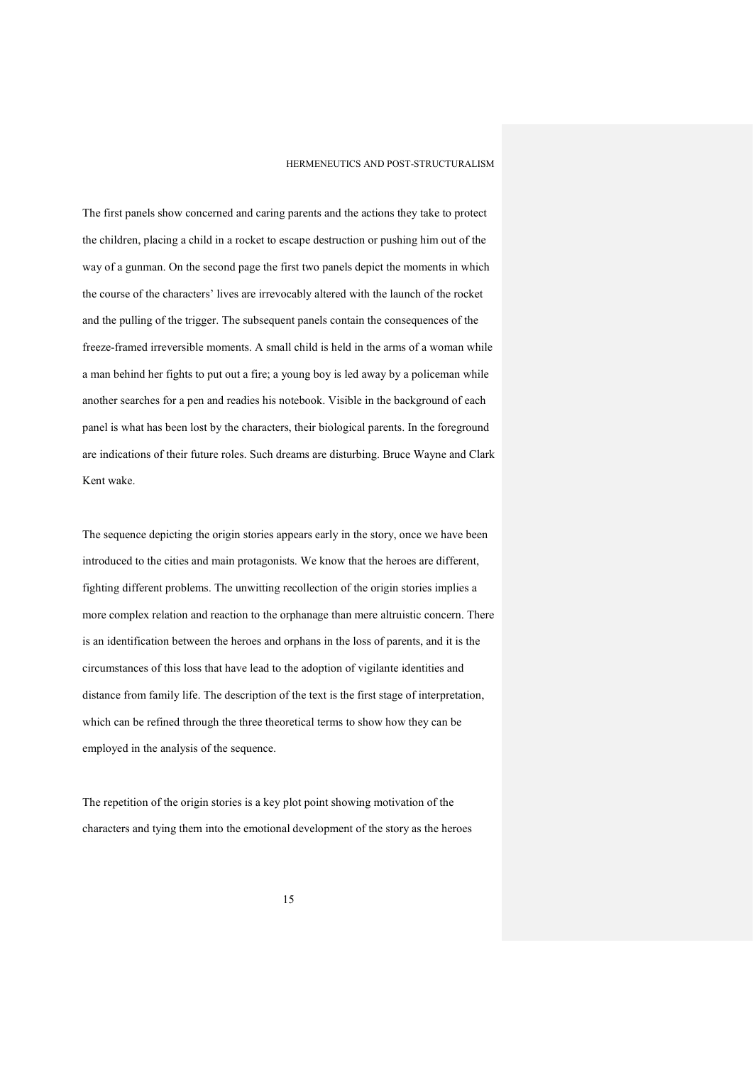The first panels show concerned and caring parents and the actions they take to protect the children, placing a child in a rocket to escape destruction or pushing him out of the way of a gunman. On the second page the first two panels depict the moments in which the course of the characters' lives are irrevocably altered with the launch of the rocket and the pulling of the trigger. The subsequent panels contain the consequences of the freeze-framed irreversible moments. A small child is held in the arms of a woman while a man behind her fights to put out a fire; a young boy is led away by a policeman while another searches for a pen and readies his notebook. Visible in the background of each panel is what has been lost by the characters, their biological parents. In the foreground are indications of their future roles. Such dreams are disturbing. Bruce Wayne and Clark Kent wake.

The sequence depicting the origin stories appears early in the story, once we have been introduced to the cities and main protagonists. We know that the heroes are different, fighting different problems. The unwitting recollection of the origin stories implies a more complex relation and reaction to the orphanage than mere altruistic concern. There is an identification between the heroes and orphans in the loss of parents, and it is the circumstances of this loss that have lead to the adoption of vigilante identities and distance from family life. The description of the text is the first stage of interpretation, which can be refined through the three theoretical terms to show how they can be employed in the analysis of the sequence.

The repetition of the origin stories is a key plot point showing motivation of the characters and tying them into the emotional development of the story as the heroes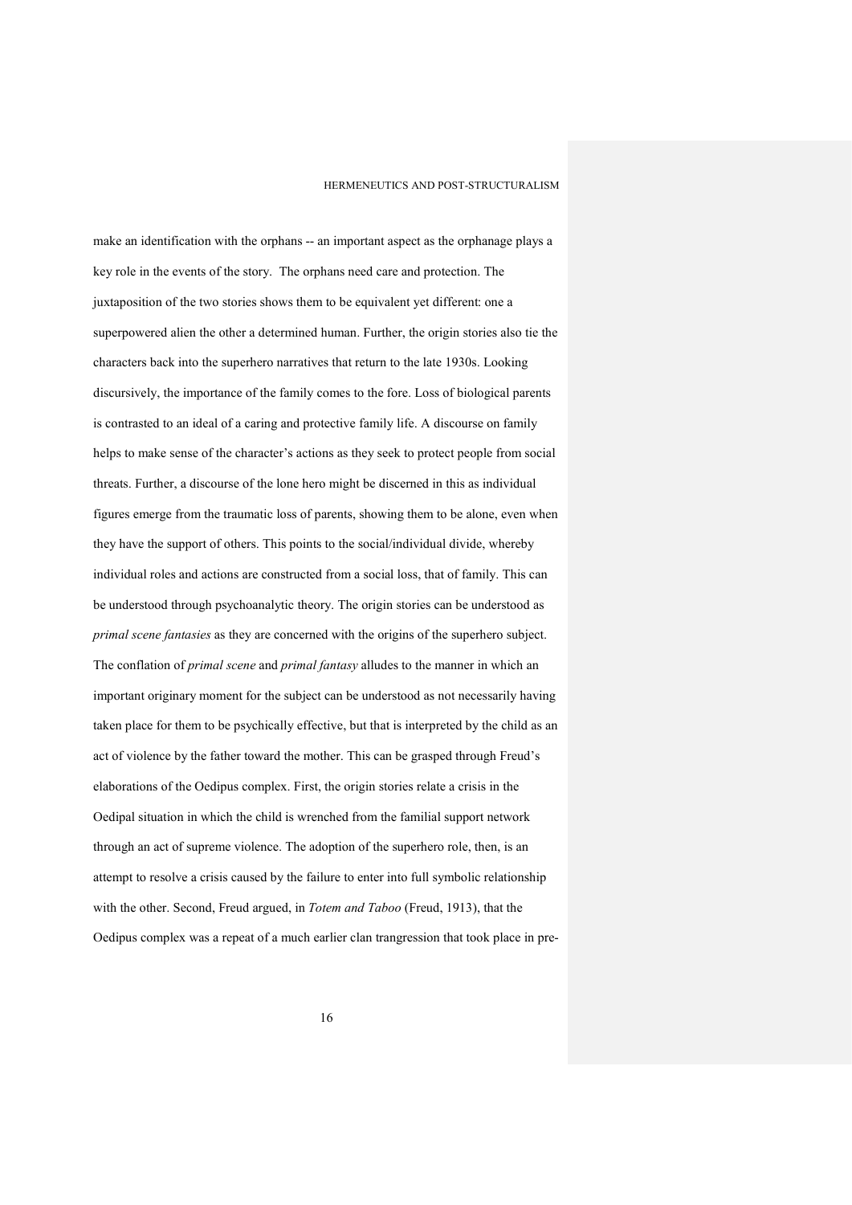make an identification with the orphans -- an important aspect as the orphanage plays a key role in the events of the story. The orphans need care and protection. The juxtaposition of the two stories shows them to be equivalent yet different: one a superpowered alien the other a determined human. Further, the origin stories also tie the characters back into the superhero narratives that return to the late 1930s. Looking discursively, the importance of the family comes to the fore. Loss of biological parents is contrasted to an ideal of a caring and protective family life. A discourse on family helps to make sense of the character's actions as they seek to protect people from social threats. Further, a discourse of the lone hero might be discerned in this as individual figures emerge from the traumatic loss of parents, showing them to be alone, even when they have the support of others. This points to the social/individual divide, whereby individual roles and actions are constructed from a social loss, that of family. This can be understood through psychoanalytic theory. The origin stories can be understood as *primal scene fantasies* as they are concerned with the origins of the superhero subject. The conflation of *primal scene* and *primal fantasy* alludes to the manner in which an important originary moment for the subject can be understood as not necessarily having taken place for them to be psychically effective, but that is interpreted by the child as an act of violence by the father toward the mother. This can be grasped through Freud's elaborations of the Oedipus complex. First, the origin stories relate a crisis in the Oedipal situation in which the child is wrenched from the familial support network through an act of supreme violence. The adoption of the superhero role, then, is an attempt to resolve a crisis caused by the failure to enter into full symbolic relationship with the other. Second, Freud argued, in *Totem and Taboo* (Freud, 1913), that the Oedipus complex was a repeat of a much earlier clan trangression that took place in pre-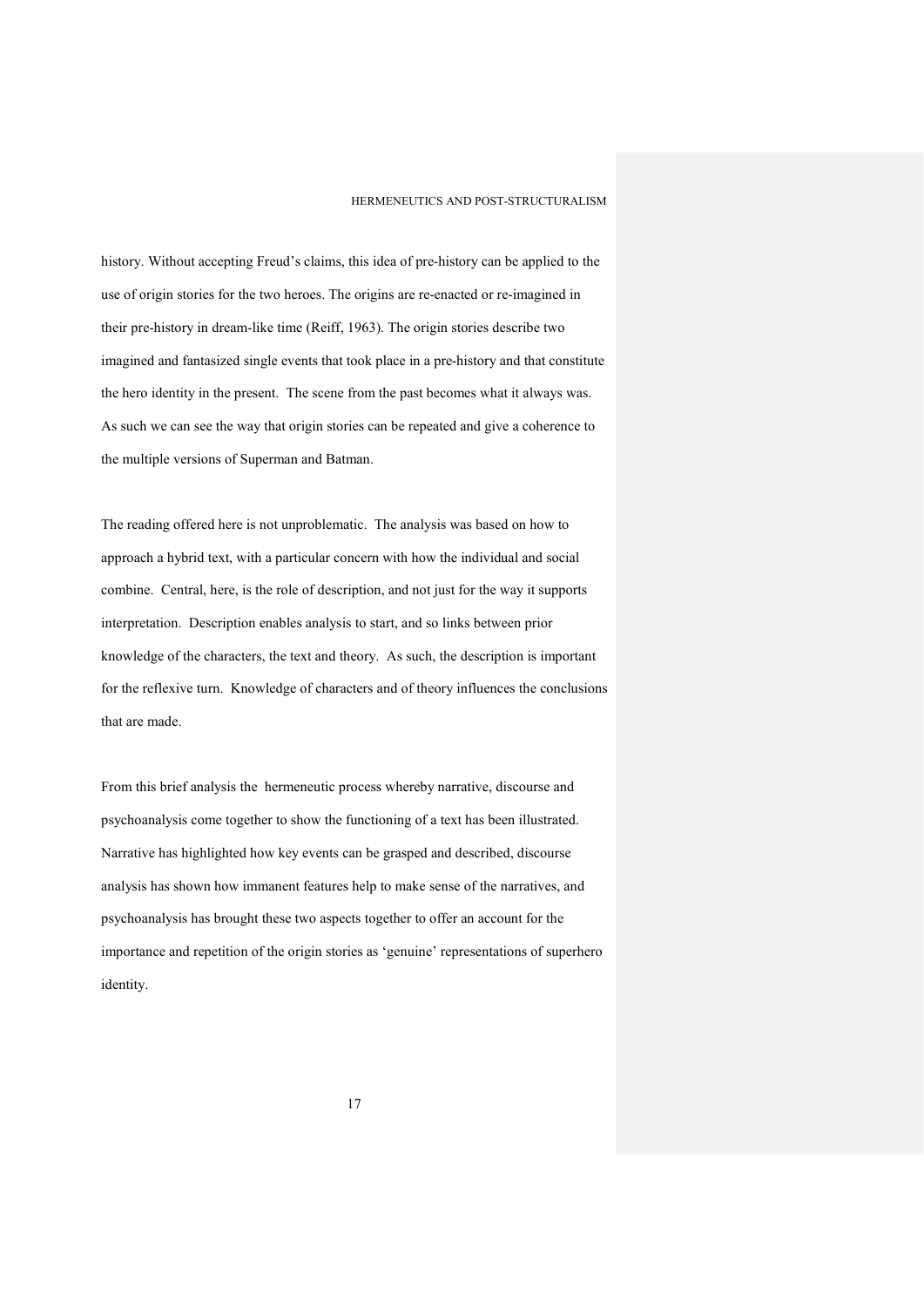history. Without accepting Freud's claims, this idea of pre-history can be applied to the use of origin stories for the two heroes. The origins are re-enacted or re-imagined in their pre-history in dream-like time (Reiff, 1963). The origin stories describe two imagined and fantasized single events that took place in a pre-history and that constitute the hero identity in the present. The scene from the past becomes what it always was. As such we can see the way that origin stories can be repeated and give a coherence to the multiple versions of Superman and Batman.

The reading offered here is not unproblematic. The analysis was based on how to approach a hybrid text, with a particular concern with how the individual and social combine. Central, here, is the role of description, and not just for the way it supports interpretation. Description enables analysis to start, and so links between prior knowledge of the characters, the text and theory. As such, the description is important for the reflexive turn. Knowledge of characters and of theory influences the conclusions that are made.

From this brief analysis the hermeneutic process whereby narrative, discourse and psychoanalysis come together to show the functioning of a text has been illustrated. Narrative has highlighted how key events can be grasped and described, discourse analysis has shown how immanent features help to make sense of the narratives, and psychoanalysis has brought these two aspects together to offer an account for the importance and repetition of the origin stories as 'genuine' representations of superhero identity.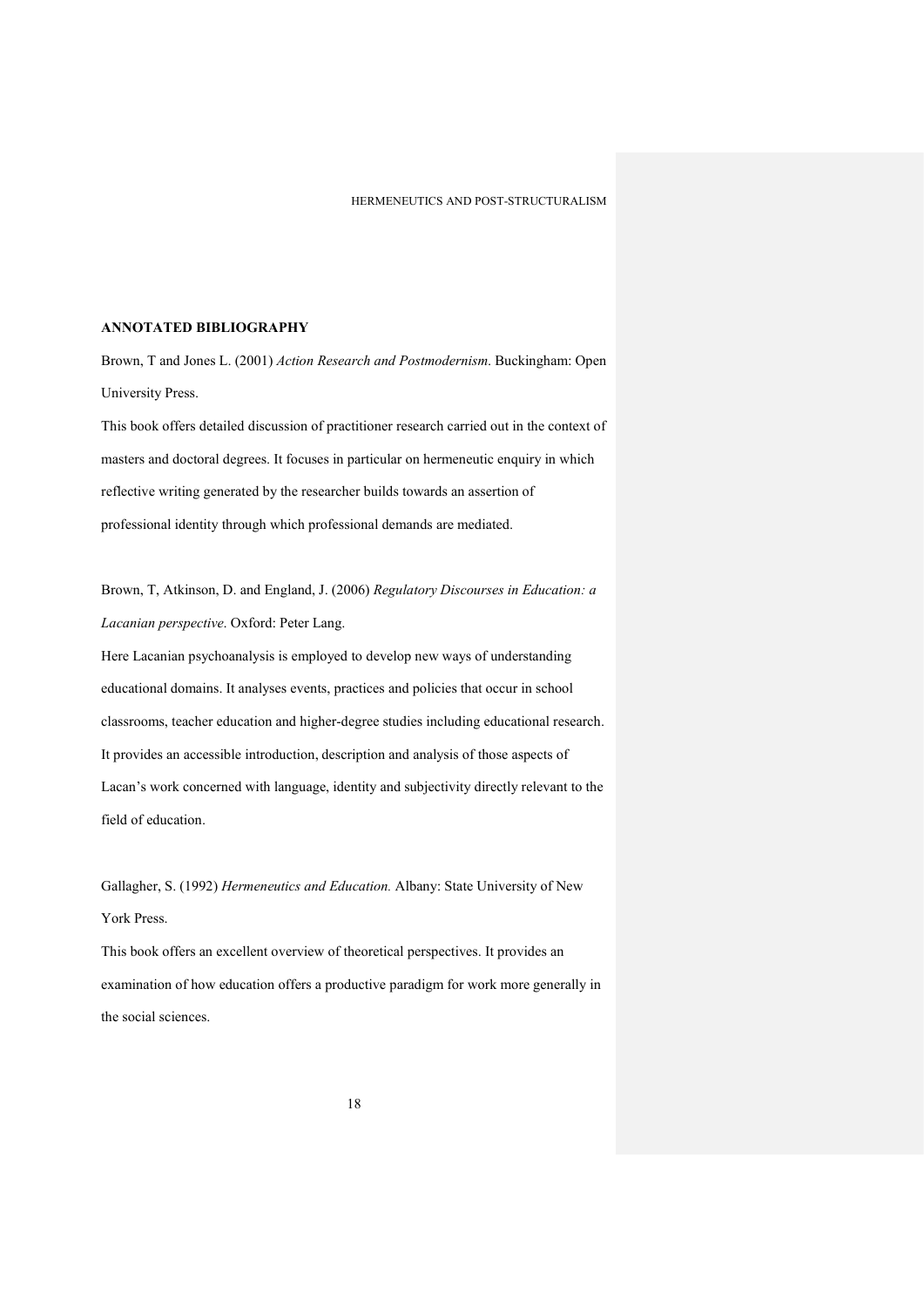## ANNOTATED BIBLIOGRAPHY

Brown, T and Jones L. (2001) *Action Research and Postmodernism*. Buckingham: Open University Press.

This book offers detailed discussion of practitioner research carried out in the context of masters and doctoral degrees. It focuses in particular on hermeneutic enquiry in which reflective writing generated by the researcher builds towards an assertion of professional identity through which professional demands are mediated.

Brown, T, Atkinson, D. and England, J. (2006) *Regulatory Discourses in Education: a Lacanian perspective*. Oxford: Peter Lang.

Here Lacanian psychoanalysis is employed to develop new ways of understanding educational domains. It analyses events, practices and policies that occur in school classrooms, teacher education and higher-degree studies including educational research. It provides an accessible introduction, description and analysis of those aspects of Lacan's work concerned with language, identity and subjectivity directly relevant to the field of education.

Gallagher, S. (1992) *Hermeneutics and Education.* Albany: State University of New York Press.

This book offers an excellent overview of theoretical perspectives. It provides an examination of how education offers a productive paradigm for work more generally in the social sciences.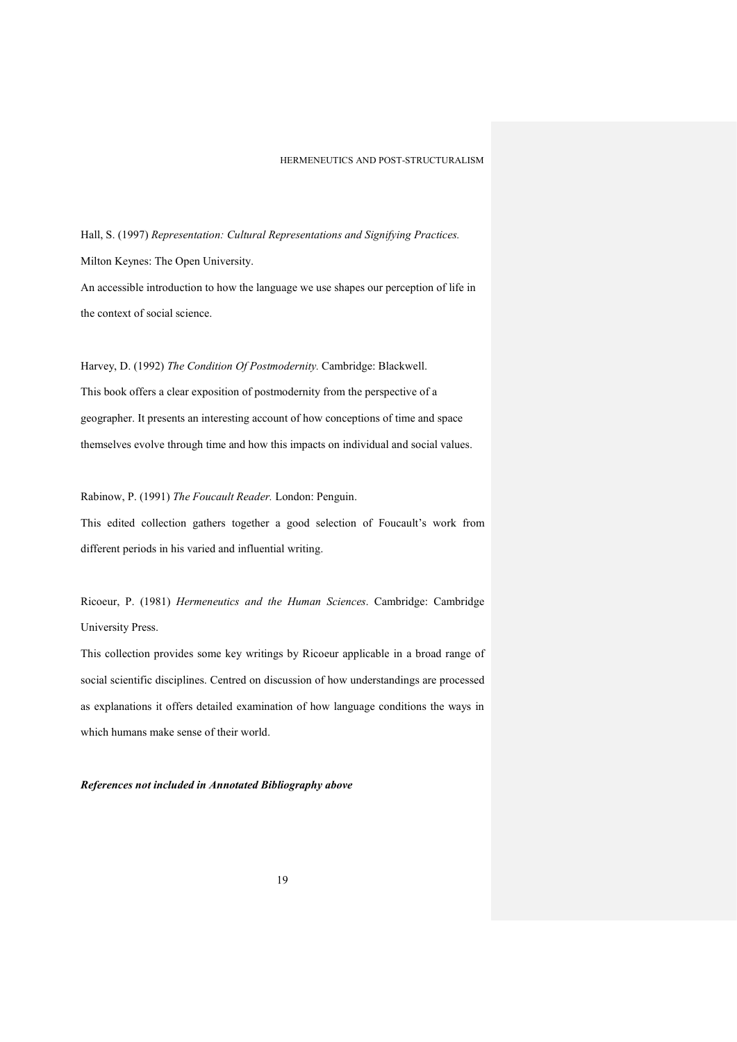Hall, S. (1997) *Representation: Cultural Representations and Signifying Practices.* Milton Keynes: The Open University.

An accessible introduction to how the language we use shapes our perception of life in the context of social science.

Harvey, D. (1992) *The Condition Of Postmodernity.* Cambridge: Blackwell.

This book offers a clear exposition of postmodernity from the perspective of a geographer. It presents an interesting account of how conceptions of time and space themselves evolve through time and how this impacts on individual and social values.

Rabinow, P. (1991) *The Foucault Reader.* London: Penguin.

This edited collection gathers together a good selection of Foucault's work from different periods in his varied and influential writing.

Ricoeur, P. (1981) *Hermeneutics and the Human Sciences*. Cambridge: Cambridge University Press.

This collection provides some key writings by Ricoeur applicable in a broad range of social scientific disciplines. Centred on discussion of how understandings are processed as explanations it offers detailed examination of how language conditions the ways in which humans make sense of their world.

***References not included in Annotated Bibliography above***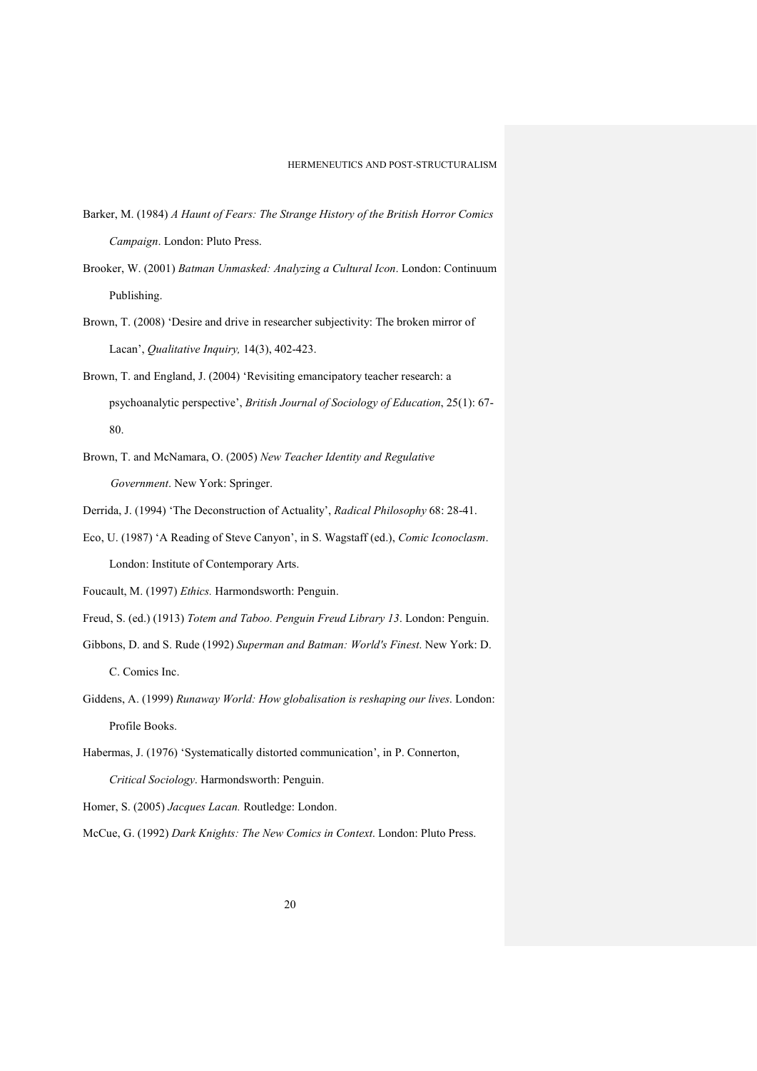Barker, M. (1984) *A Haunt of Fears: The Strange History of the British Horror Comics Campaign*. London: Pluto Press.

Brooker, W. (2001) *Batman Unmasked: Analyzing a Cultural Icon*. London: Continuum Publishing.

Brown, T. (2008) 'Desire and drive in researcher subjectivity: The broken mirror of Lacan', *Qualitative Inquiry,* 14(3), 402-423.

Brown, T. and England, J. (2004) 'Revisiting emancipatory teacher research: a psychoanalytic perspective', *British Journal of Sociology of Education*, 25(1): 67-80.

Brown, T. and McNamara, O. (2005) *New Teacher Identity and Regulative Government*. New York: Springer.

Derrida, J. (1994) 'The Deconstruction of Actuality', *Radical Philosophy* 68: 28-41.

Eco, U. (1987) 'A Reading of Steve Canyon', in S. Wagstaff (ed.), *Comic Iconoclasm*. London: Institute of Contemporary Arts.

Foucault, M. (1997) *Ethics.* Harmondsworth: Penguin.

Freud, S. (ed.) (1913) *Totem and Taboo. Penguin Freud Library 13*. London: Penguin.

Gibbons, D. and S. Rude (1992) *Superman and Batman: World's Finest*. New York: D. C. Comics Inc.

Giddens, A. (1999) *Runaway World: How globalisation is reshaping our lives*. London: Profile Books.

Habermas, J. (1976) 'Systematically distorted communication', in P. Connerton, *Critical Sociology*. Harmondsworth: Penguin.

Homer, S. (2005) *Jacques Lacan.* Routledge: London.

McCue, G. (1992) *Dark Knights: The New Comics in Context*. London: Pluto Press.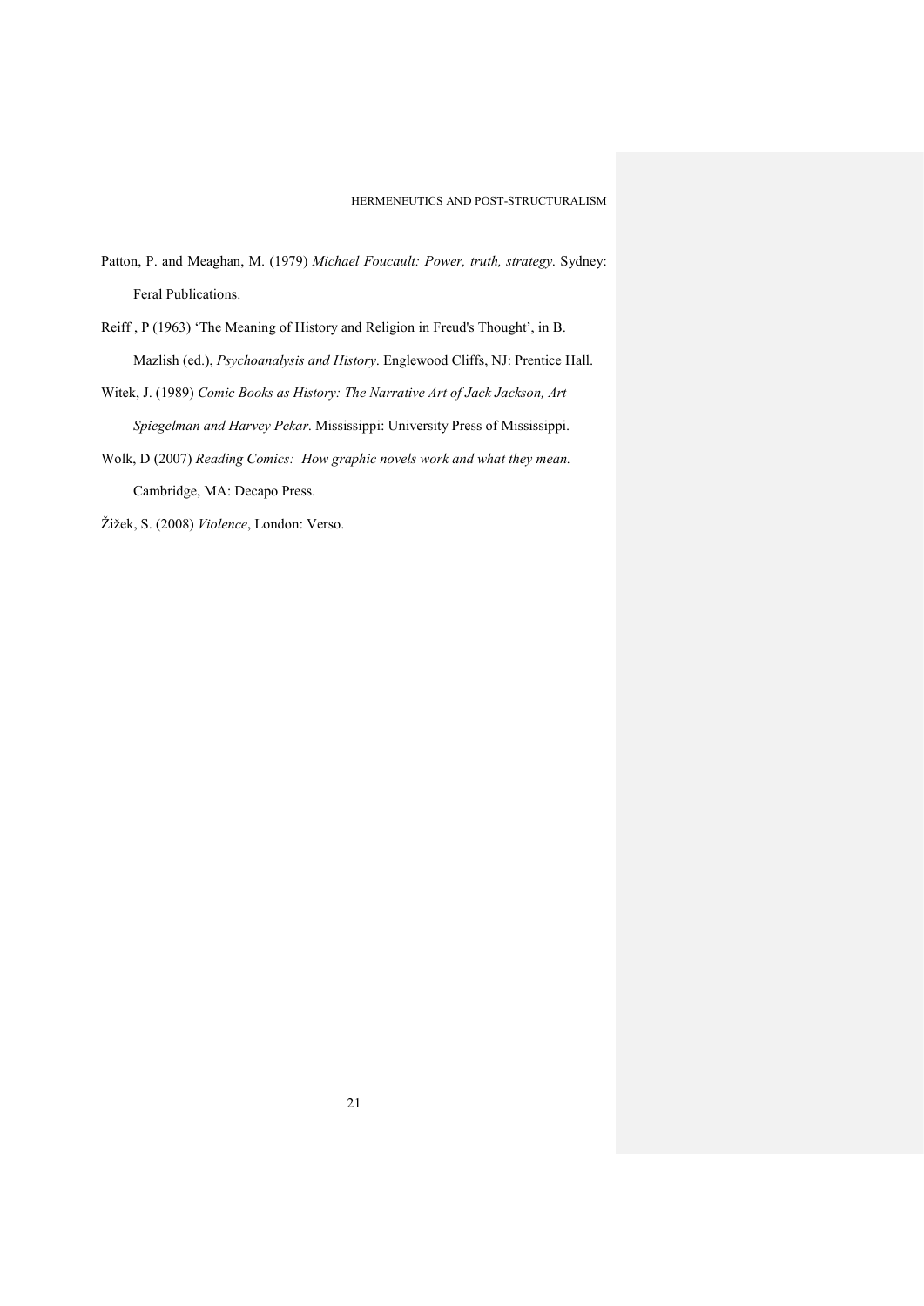Patton, P. and Meaghan, M. (1979) *Michael Foucault: Power, truth, strategy*. Sydney: Feral Publications.

Reiff , P (1963) 'The Meaning of History and Religion in Freud's Thought', in B. Mazlish (ed.), *Psychoanalysis and History*. Englewood Cliffs, NJ: Prentice Hall.

Witek, J. (1989) *Comic Books as History: The Narrative Art of Jack Jackson, Art Spiegelman and Harvey Pekar*. Mississippi: University Press of Mississippi.

Wolk, D (2007) *Reading Comics: How graphic novels work and what they mean.* Cambridge, MA: Decapo Press.

Žižek, S. (2008) *Violence*, London: Verso.